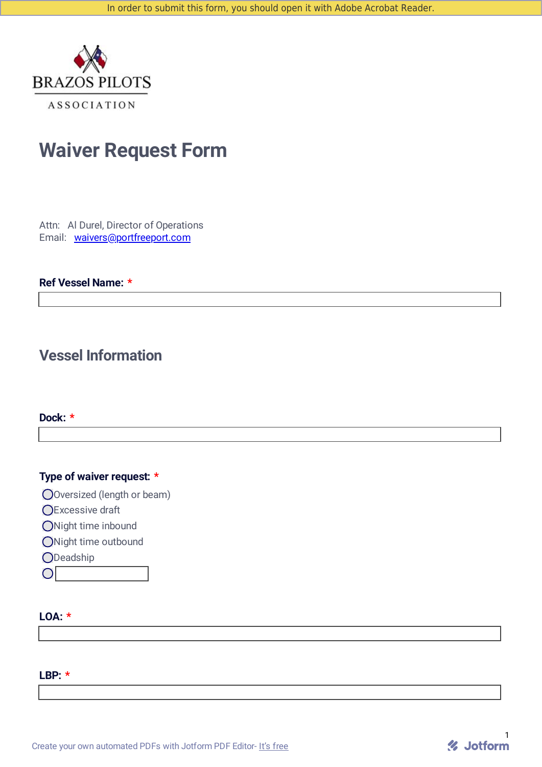In order to submit this form, you should open it with Adobe Acrobat Reader.

BRAZOS PILOTS

ASSOCIATION

# Waiver Request Form

Attn: Al Durel, Director of Operations
Email: [waivers@portfreeport.com](mailto:waivers@portfreeport.com)

**Ref Vessel Name:** *

_______________________________________________

## Vessel Information

**Dock:** *

_______________________________________________

**Type of waiver request:** *

- ◯ Oversized (length or beam)
- ◯ Excessive draft
- ◯ Night time inbound
- ◯ Night time outbound
- ◯ Deadship
- ◯ ____________

**LOA:** *

_______________________________________________

**LBP:** *

_______________________________________________

Create your own automated PDFs with Jotform PDF Editor- It's free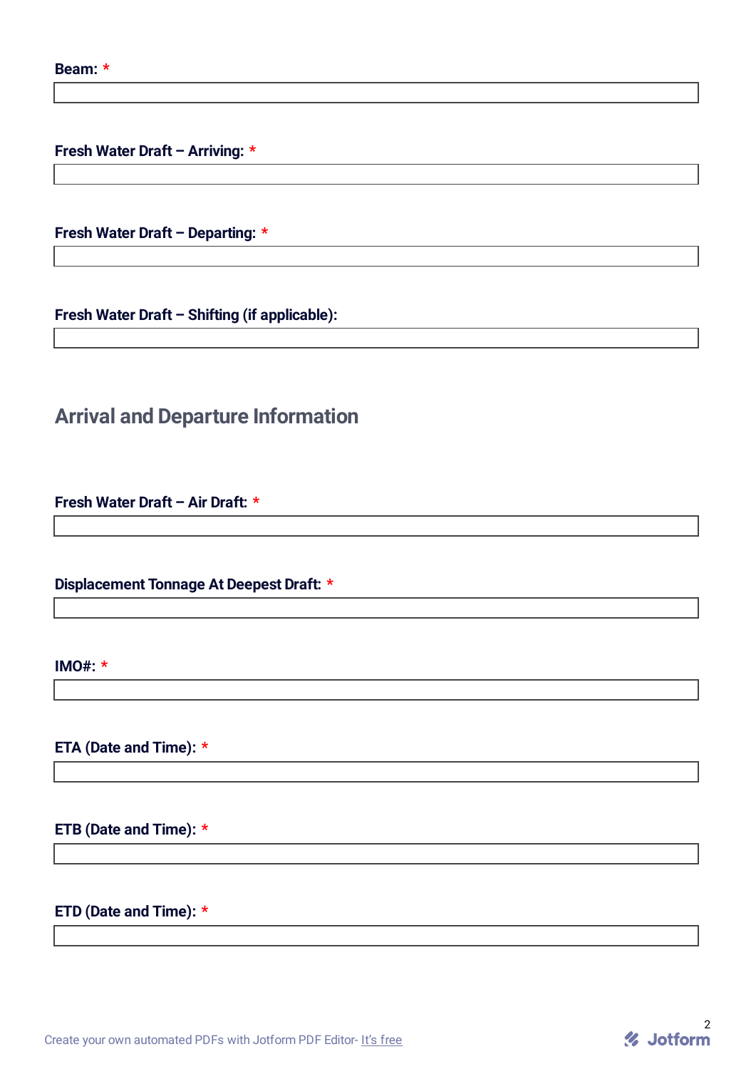**Beam:** *

**Fresh Water Draft – Arriving:** *

**Fresh Water Draft – Departing:** *

**Fresh Water Draft – Shifting (if applicable):**

## Arrival and Departure Information

**Fresh Water Draft – Air Draft:** *

**Displacement Tonnage At Deepest Draft:** *

**IMO#:** *

**ETA (Date and Time):** *

**ETB (Date and Time):** *

**ETD (Date and Time):** *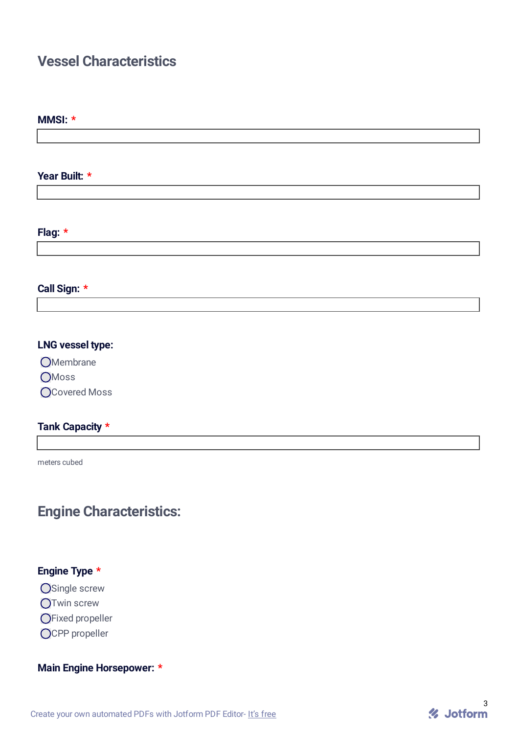## Vessel Characteristics

**MMSI:** *

**Year Built:** *

**Flag:** *

**Call Sign:** *

**LNG vessel type:**

- ◯ Membrane
- ◯ Moss
- ◯ Covered Moss

**Tank Capacity** *

meters cubed

## Engine Characteristics:

**Engine Type** *

- ◯ Single screw
- ◯ Twin screw
- ◯ Fixed propeller
- ◯ CPP propeller

**Main Engine Horsepower:** *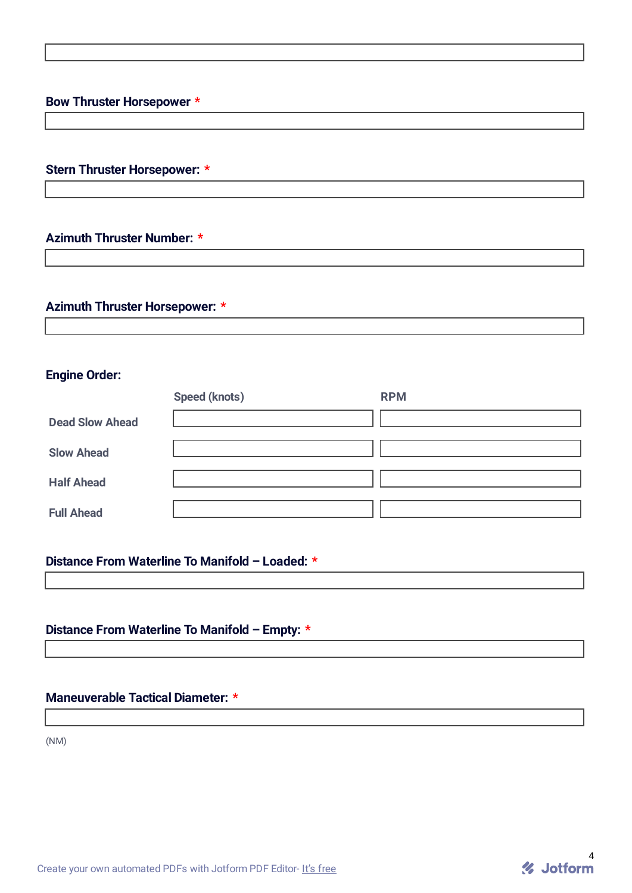**Bow Thruster Horsepower** *

**Stern Thruster Horsepower:** *

**Azimuth Thruster Number:** *

**Azimuth Thruster Horsepower:** *

**Engine Order:**

| | Speed (knots) | RPM |
|---|---|---|
| Dead Slow Ahead | | |
| Slow Ahead | | |
| Half Ahead | | |
| Full Ahead | | |

**Distance From Waterline To Manifold – Loaded:** *

**Distance From Waterline To Manifold – Empty:** *

**Maneuverable Tactical Diameter:** *

(NM)

Create your own automated PDFs with Jotform PDF Editor- It's free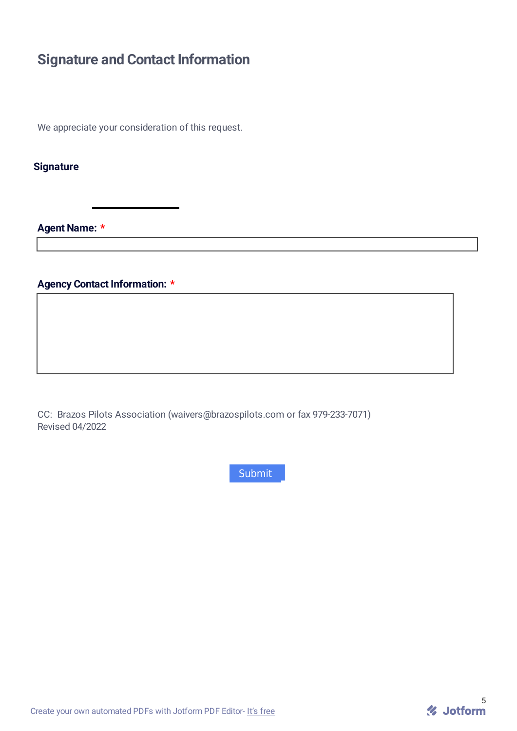## Signature and Contact Information

We appreciate your consideration of this request.

**Signature**

______________________

**Agent Name:** *

**Agency Contact Information:** *

CC: Brazos Pilots Association (waivers@brazospilots.com or fax 979-233-7071)
Revised 04/2022

Submit